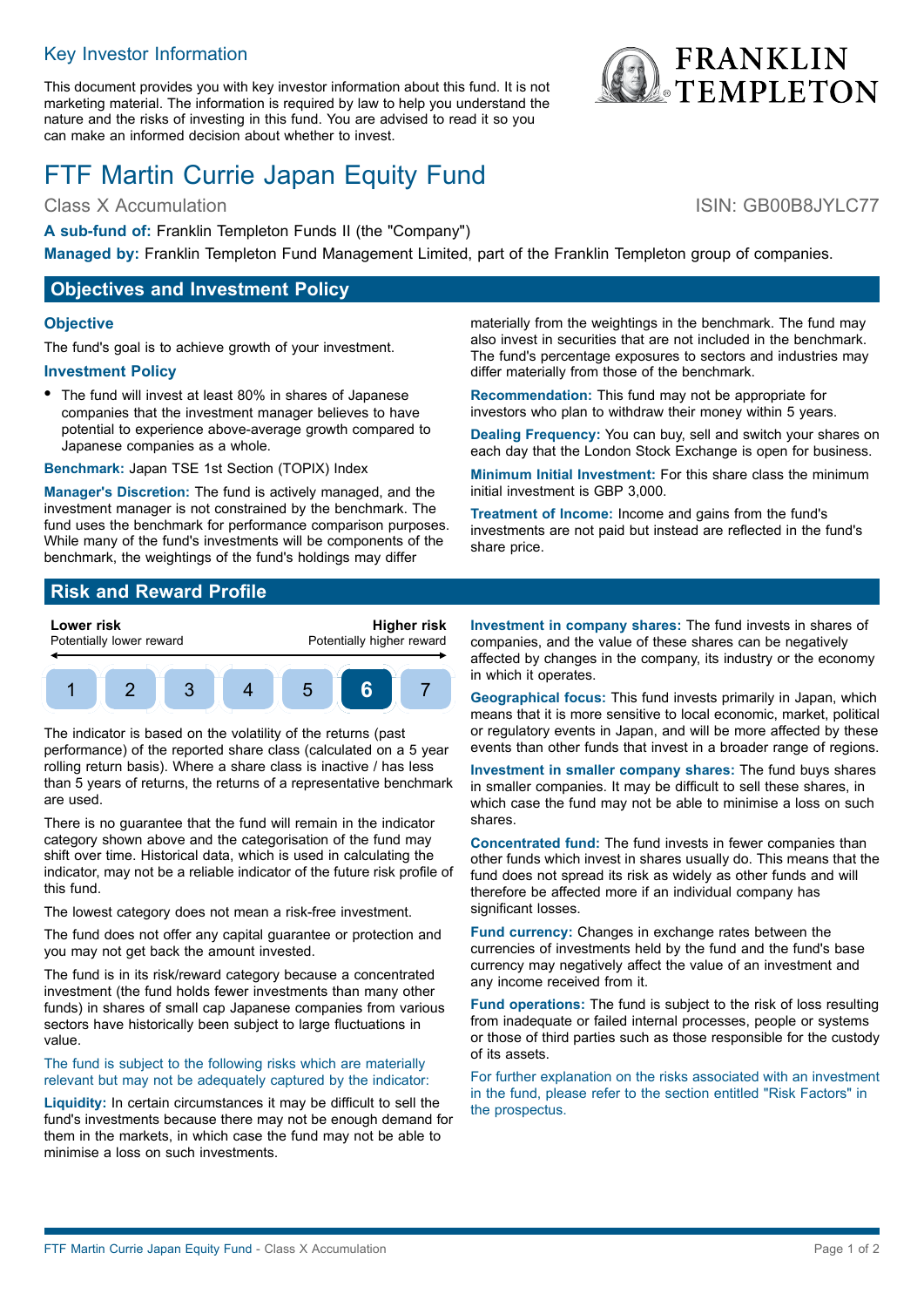## Key Investor Information

This document provides you with key investor information about this fund. It is not marketing material. The information is required by law to help you understand the nature and the risks of investing in this fund. You are advised to read it so you can make an informed decision about whether to invest.

FRANKLIN TEMPLETON

# FTF Martin Currie Japan Equity Fund

Class X Accumulation

ISIN: GB00B8JYLC77

**A sub-fund of:** Franklin Templeton Funds II (the "Company")

**Managed by:** Franklin Templeton Fund Management Limited, part of the Franklin Templeton group of companies.

## Objectives and Investment Policy

### Objective

The fund's goal is to achieve growth of your investment.

### Investment Policy

- The fund will invest at least 80% in shares of Japanese companies that the investment manager believes to have potential to experience above-average growth compared to Japanese companies as a whole.

**Benchmark:** Japan TSE 1st Section (TOPIX) Index

**Manager's Discretion:** The fund is actively managed, and the investment manager is not constrained by the benchmark. The fund uses the benchmark for performance comparison purposes. While many of the fund's investments will be components of the benchmark, the weightings of the fund's holdings may differ materially from the weightings in the benchmark. The fund may also invest in securities that are not included in the benchmark. The fund's percentage exposures to sectors and industries may differ materially from those of the benchmark.

**Recommendation:** This fund may not be appropriate for investors who plan to withdraw their money within 5 years.

**Dealing Frequency:** You can buy, sell and switch your shares on each day that the London Stock Exchange is open for business.

**Minimum Initial Investment:** For this share class the minimum initial investment is GBP 3,000.

**Treatment of Income:** Income and gains from the fund's investments are not paid but instead are reflected in the fund's share price.

## Risk and Reward Profile

**Lower risk** Potentially lower reward — **Higher risk** Potentially higher reward

1 2 3 4 5 **6** 7

The indicator is based on the volatility of the returns (past performance) of the reported share class (calculated on a 5 year rolling return basis). Where a share class is inactive / has less than 5 years of returns, the returns of a representative benchmark are used.

There is no guarantee that the fund will remain in the indicator category shown above and the categorisation of the fund may shift over time. Historical data, which is used in calculating the indicator, may not be a reliable indicator of the future risk profile of this fund.

The lowest category does not mean a risk-free investment.

The fund does not offer any capital guarantee or protection and you may not get back the amount invested.

The fund is in its risk/reward category because a concentrated investment (the fund holds fewer investments than many other funds) in shares of small cap Japanese companies from various sectors have historically been subject to large fluctuations in value.

The fund is subject to the following risks which are materially relevant but may not be adequately captured by the indicator:

**Liquidity:** In certain circumstances it may be difficult to sell the fund's investments because there may not be enough demand for them in the markets, in which case the fund may not be able to minimise a loss on such investments.

**Investment in company shares:** The fund invests in shares of companies, and the value of these shares can be negatively affected by changes in the company, its industry or the economy in which it operates.

**Geographical focus:** This fund invests primarily in Japan, which means that it is more sensitive to local economic, market, political or regulatory events in Japan, and will be more affected by these events than other funds that invest in a broader range of regions.

**Investment in smaller company shares:** The fund buys shares in smaller companies. It may be difficult to sell these shares, in which case the fund may not be able to minimise a loss on such shares.

**Concentrated fund:** The fund invests in fewer companies than other funds which invest in shares usually do. This means that the fund does not spread its risk as widely as other funds and will therefore be affected more if an individual company has significant losses.

**Fund currency:** Changes in exchange rates between the currencies of investments held by the fund and the fund's base currency may negatively affect the value of an investment and any income received from it.

**Fund operations:** The fund is subject to the risk of loss resulting from inadequate or failed internal processes, people or systems or those of third parties such as those responsible for the custody of its assets.

For further explanation on the risks associated with an investment in the fund, please refer to the section entitled "Risk Factors" in the prospectus.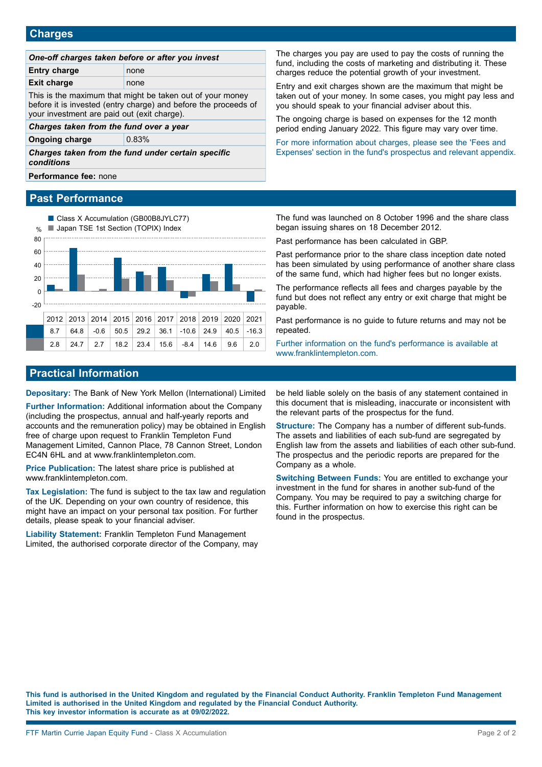## Charges

| One-off charges taken before or after you invest | |
|---|---|
| **Entry charge** | none |
| **Exit charge** | none |
| This is the maximum that might be taken out of your money before it is invested (entry charge) and before the proceeds of your investment are paid out (exit charge). | |
| ***Charges taken from the fund over a year*** | |
| **Ongoing charge** | 0.83% |
| ***Charges taken from the fund under certain specific conditions*** | |
| **Performance fee:** none | |

The charges you pay are used to pay the costs of running the fund, including the costs of marketing and distributing it. These charges reduce the potential growth of your investment.

Entry and exit charges shown are the maximum that might be taken out of your money. In some cases, you might pay less and you should speak to your financial adviser about this.

The ongoing charge is based on expenses for the 12 month period ending January 2022. This figure may vary over time.

For more information about charges, please see the 'Fees and Expenses' section in the fund's prospectus and relevant appendix.

## Past Performance

Class X Accumulation (GB00B8JYLC77)
Japan TSE 1st Section (TOPIX) Index

%
80
60
40
20
0
-20

| | 2012 | 2013 | 2014 | 2015 | 2016 | 2017 | 2018 | 2019 | 2020 | 2021 |
|---|---|---|---|---|---|---|---|---|---|---|
| Class X Accumulation | 8.7 | 64.8 | -0.6 | 50.5 | 29.2 | 36.1 | -10.6 | 24.9 | 40.5 | -16.3 |
| Japan TSE 1st Section (TOPIX) Index | 2.8 | 24.7 | 2.7 | 18.2 | 23.4 | 15.6 | -8.4 | 14.6 | 9.6 | 2.0 |

The fund was launched on 8 October 1996 and the share class began issuing shares on 18 December 2012.

Past performance has been calculated in GBP.

Past performance prior to the share class inception date noted has been simulated by using performance of another share class of the same fund, which had higher fees but no longer exists.

The performance reflects all fees and charges payable by the fund but does not reflect any entry or exit charge that might be payable.

Past performance is no guide to future returns and may not be repeated.

Further information on the fund's performance is available at www.franklintempleton.com.

## Practical Information

**Depositary:** The Bank of New York Mellon (International) Limited

**Further Information:** Additional information about the Company (including the prospectus, annual and half-yearly reports and accounts and the remuneration policy) may be obtained in English free of charge upon request to Franklin Templeton Fund Management Limited, Cannon Place, 78 Cannon Street, London EC4N 6HL and at www.franklintempleton.com.

**Price Publication:** The latest share price is published at www.franklintempleton.com.

**Tax Legislation:** The fund is subject to the tax law and regulation of the UK. Depending on your own country of residence, this might have an impact on your personal tax position. For further details, please speak to your financial adviser.

**Liability Statement:** Franklin Templeton Fund Management Limited, the authorised corporate director of the Company, may be held liable solely on the basis of any statement contained in this document that is misleading, inaccurate or inconsistent with the relevant parts of the prospectus for the fund.

**Structure:** The Company has a number of different sub-funds. The assets and liabilities of each sub-fund are segregated by English law from the assets and liabilities of each other sub-fund. The prospectus and the periodic reports are prepared for the Company as a whole.

**Switching Between Funds:** You are entitled to exchange your investment in the fund for shares in another sub-fund of the Company. You may be required to pay a switching charge for this. Further information on how to exercise this right can be found in the prospectus.

**This fund is authorised in the United Kingdom and regulated by the Financial Conduct Authority. Franklin Templeton Fund Management Limited is authorised in the United Kingdom and regulated by the Financial Conduct Authority.**
**This key investor information is accurate as at 09/02/2022.**